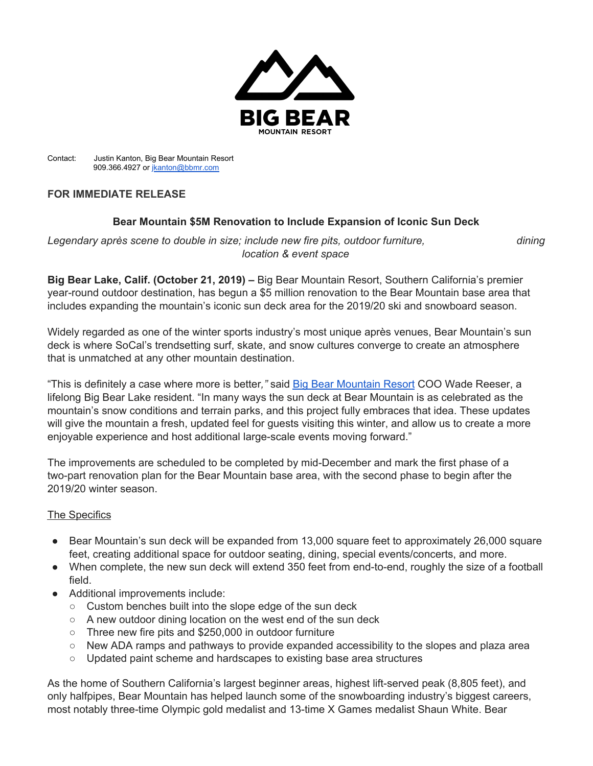BIG BEAR
MOUNTAIN RESORT

Contact: Justin Kanton, Big Bear Mountain Resort
909.366.4927 or [jkanton@bbmr.com](mailto:jkanton@bbmr.com)

**FOR IMMEDIATE RELEASE**

**Bear Mountain $5M Renovation to Include Expansion of Iconic Sun Deck**

*Legendary après scene to double in size; include new fire pits, outdoor furniture, dining location & event space*

**Big Bear Lake, Calif. (October 21, 2019) –** Big Bear Mountain Resort, Southern California's premier year-round outdoor destination, has begun a $5 million renovation to the Bear Mountain base area that includes expanding the mountain's iconic sun deck area for the 2019/20 ski and snowboard season.

Widely regarded as one of the winter sports industry's most unique après venues, Bear Mountain's sun deck is where SoCal's trendsetting surf, skate, and snow cultures converge to create an atmosphere that is unmatched at any other mountain destination.

"This is definitely a case where more is better," said [Big Bear Mountain Resort](https://www.bigbearmountainresort.com) COO Wade Reeser, a lifelong Big Bear Lake resident. "In many ways the sun deck at Bear Mountain is as celebrated as the mountain's snow conditions and terrain parks, and this project fully embraces that idea. These updates will give the mountain a fresh, updated feel for guests visiting this winter, and allow us to create a more enjoyable experience and host additional large-scale events moving forward."

The improvements are scheduled to be completed by mid-December and mark the first phase of a two-part renovation plan for the Bear Mountain base area, with the second phase to begin after the 2019/20 winter season.

The Specifics

- Bear Mountain's sun deck will be expanded from 13,000 square feet to approximately 26,000 square feet, creating additional space for outdoor seating, dining, special events/concerts, and more.
- When complete, the new sun deck will extend 350 feet from end-to-end, roughly the size of a football field.
- Additional improvements include:
  - Custom benches built into the slope edge of the sun deck
  - A new outdoor dining location on the west end of the sun deck
  - Three new fire pits and $250,000 in outdoor furniture
  - New ADA ramps and pathways to provide expanded accessibility to the slopes and plaza area
  - Updated paint scheme and hardscapes to existing base area structures

As the home of Southern California's largest beginner areas, highest lift-served peak (8,805 feet), and only halfpipes, Bear Mountain has helped launch some of the snowboarding industry's biggest careers, most notably three-time Olympic gold medalist and 13-time X Games medalist Shaun White. Bear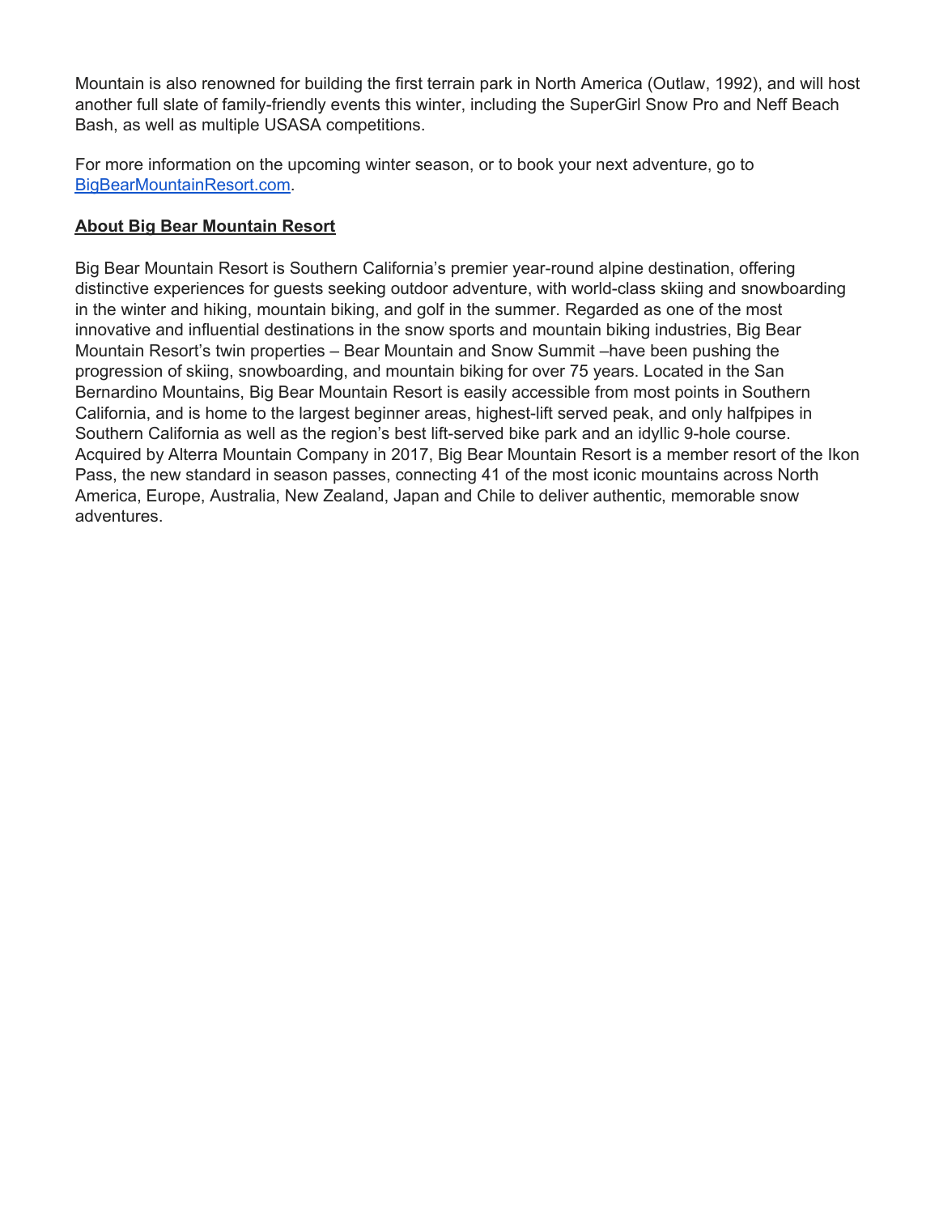Mountain is also renowned for building the first terrain park in North America (Outlaw, 1992), and will host another full slate of family-friendly events this winter, including the SuperGirl Snow Pro and Neff Beach Bash, as well as multiple USASA competitions.

For more information on the upcoming winter season, or to book your next adventure, go to [BigBearMountainResort.com](BigBearMountainResort.com).

**About Big Bear Mountain Resort**

Big Bear Mountain Resort is Southern California's premier year-round alpine destination, offering distinctive experiences for guests seeking outdoor adventure, with world-class skiing and snowboarding in the winter and hiking, mountain biking, and golf in the summer. Regarded as one of the most innovative and influential destinations in the snow sports and mountain biking industries, Big Bear Mountain Resort's twin properties – Bear Mountain and Snow Summit –have been pushing the progression of skiing, snowboarding, and mountain biking for over 75 years. Located in the San Bernardino Mountains, Big Bear Mountain Resort is easily accessible from most points in Southern California, and is home to the largest beginner areas, highest-lift served peak, and only halfpipes in Southern California as well as the region's best lift-served bike park and an idyllic 9-hole course. Acquired by Alterra Mountain Company in 2017, Big Bear Mountain Resort is a member resort of the Ikon Pass, the new standard in season passes, connecting 41 of the most iconic mountains across North America, Europe, Australia, New Zealand, Japan and Chile to deliver authentic, memorable snow adventures.